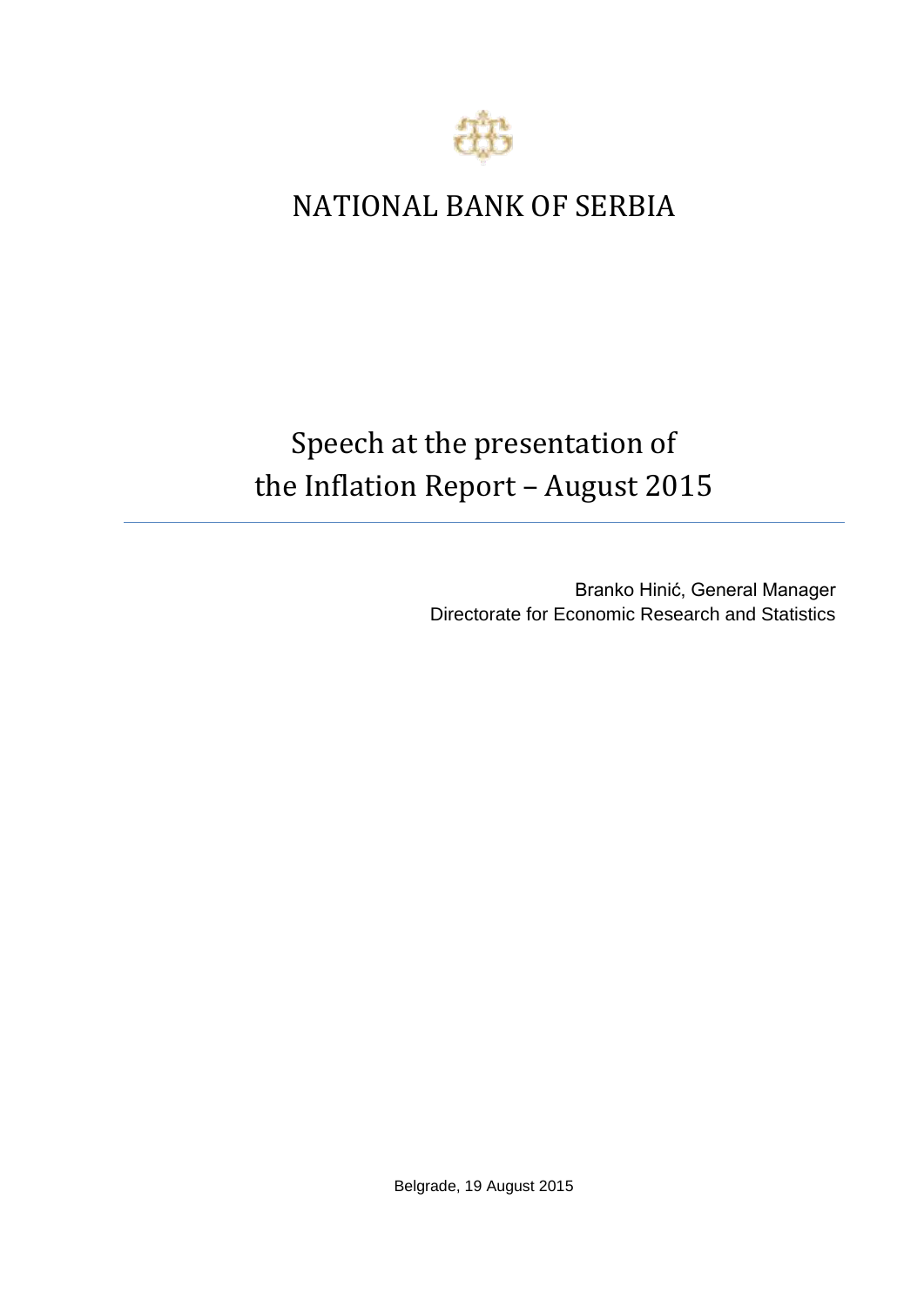# NATIONAL BANK OF SERBIA

## Speech at the presentation of the Inflation Report – August 2015

Branko Hinić, General Manager
Directorate for Economic Research and Statistics

Belgrade, 19 August 2015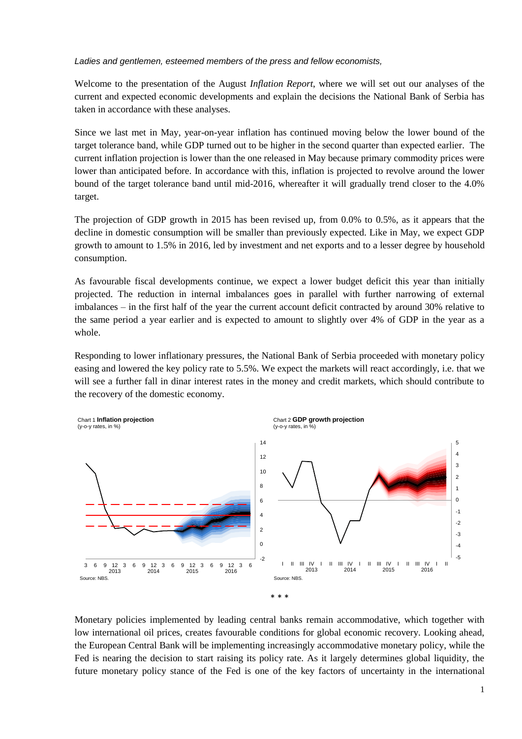*Ladies and gentlemen, esteemed members of the press and fellow economists,*

Welcome to the presentation of the August *Inflation Report*, where we will set out our analyses of the current and expected economic developments and explain the decisions the National Bank of Serbia has taken in accordance with these analyses.

Since we last met in May, year-on-year inflation has continued moving below the lower bound of the target tolerance band, while GDP turned out to be higher in the second quarter than expected earlier. The current inflation projection is lower than the one released in May because primary commodity prices were lower than anticipated before. In accordance with this, inflation is projected to revolve around the lower bound of the target tolerance band until mid-2016, whereafter it will gradually trend closer to the 4.0% target.

The projection of GDP growth in 2015 has been revised up, from 0.0% to 0.5%, as it appears that the decline in domestic consumption will be smaller than previously expected. Like in May, we expect GDP growth to amount to 1.5% in 2016, led by investment and net exports and to a lesser degree by household consumption.

As favourable fiscal developments continue, we expect a lower budget deficit this year than initially projected. The reduction in internal imbalances goes in parallel with further narrowing of external imbalances – in the first half of the year the current account deficit contracted by around 30% relative to the same period a year earlier and is expected to amount to slightly over 4% of GDP in the year as a whole.

Responding to lower inflationary pressures, the National Bank of Serbia proceeded with monetary policy easing and lowered the key policy rate to 5.5%. We expect the markets will react accordingly, i.e. that we will see a further fall in dinar interest rates in the money and credit markets, which should contribute to the recovery of the domestic economy.

Chart 1 **Inflation projection**
(y-o-y rates, in %)

Source: NBS.

Chart 2 **GDP growth projection**
(y-o-y rates, in %)

Source: NBS.

\* \* \*

Monetary policies implemented by leading central banks remain accommodative, which together with low international oil prices, creates favourable conditions for global economic recovery. Looking ahead, the European Central Bank will be implementing increasingly accommodative monetary policy, while the Fed is nearing the decision to start raising its policy rate. As it largely determines global liquidity, the future monetary policy stance of the Fed is one of the key factors of uncertainty in the international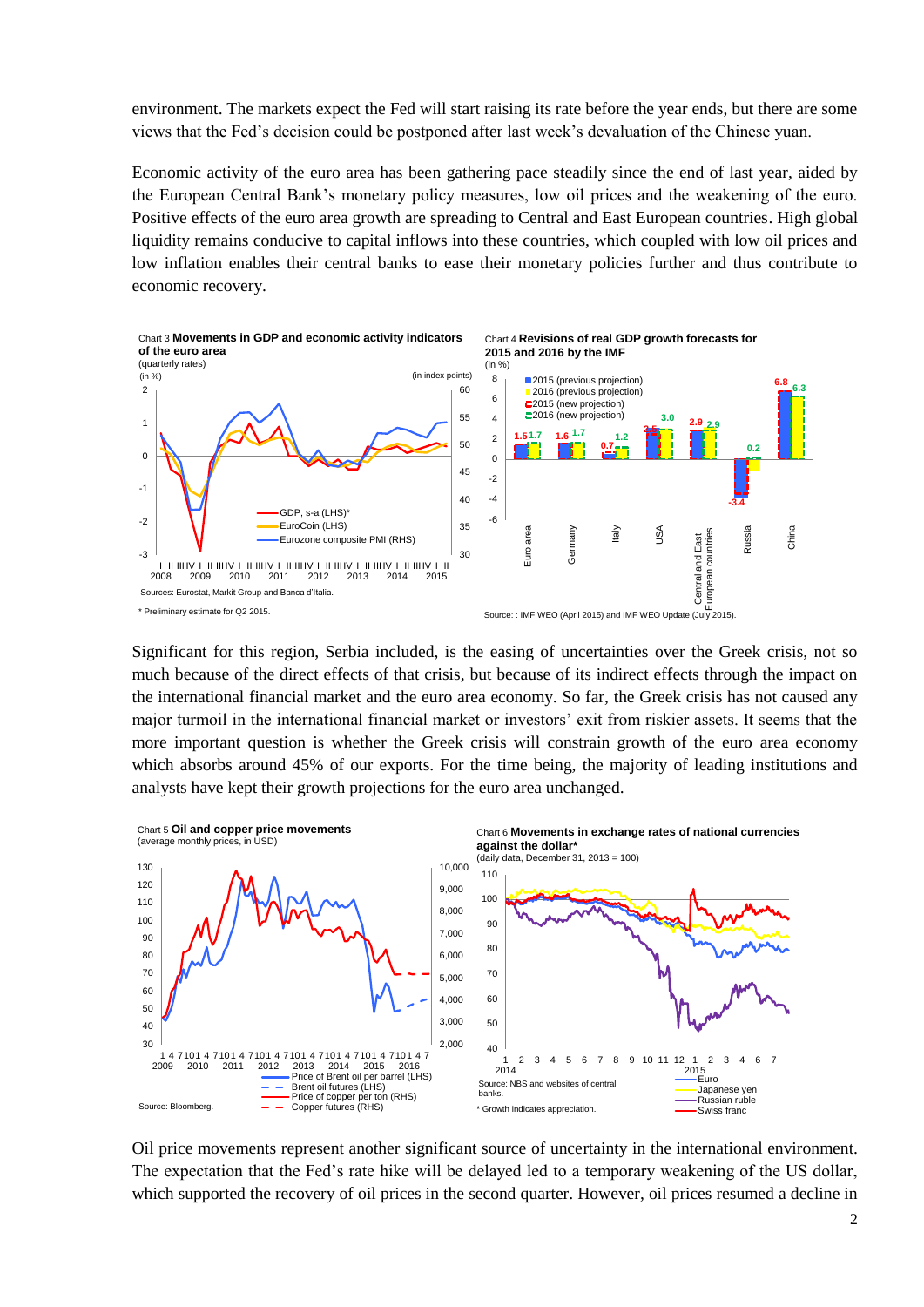environment. The markets expect the Fed will start raising its rate before the year ends, but there are some views that the Fed's decision could be postponed after last week's devaluation of the Chinese yuan.

Economic activity of the euro area has been gathering pace steadily since the end of last year, aided by the European Central Bank's monetary policy measures, low oil prices and the weakening of the euro. Positive effects of the euro area growth are spreading to Central and East European countries. High global liquidity remains conducive to capital inflows into these countries, which coupled with low oil prices and low inflation enables their central banks to ease their monetary policies further and thus contribute to economic recovery.

Chart 3 **Movements in GDP and economic activity indicators of the euro area**
(quarterly rates)
(in %) (in index points)

Sources: Eurostat, Markit Group and Banca d'Italia.

\* Preliminary estimate for Q2 2015.

Chart 4 **Revisions of real GDP growth forecasts for 2015 and 2016 by the IMF**
(in %)

Source: : IMF WEO (April 2015) and IMF WEO Update (July 2015).

Significant for this region, Serbia included, is the easing of uncertainties over the Greek crisis, not so much because of the direct effects of that crisis, but because of its indirect effects through the impact on the international financial market and the euro area economy. So far, the Greek crisis has not caused any major turmoil in the international financial market or investors' exit from riskier assets. It seems that the more important question is whether the Greek crisis will constrain growth of the euro area economy which absorbs around 45% of our exports. For the time being, the majority of leading institutions and analysts have kept their growth projections for the euro area unchanged.

Chart 5 **Oil and copper price movements**
(average monthly prices, in USD)

Source: Bloomberg.

Chart 6 **Movements in exchange rates of national currencies against the dollar\***
(daily data, December 31, 2013 = 100)

Source: NBS and websites of central banks.

\* Growth indicates appreciation.

Oil price movements represent another significant source of uncertainty in the international environment. The expectation that the Fed's rate hike will be delayed led to a temporary weakening of the US dollar, which supported the recovery of oil prices in the second quarter. However, oil prices resumed a decline in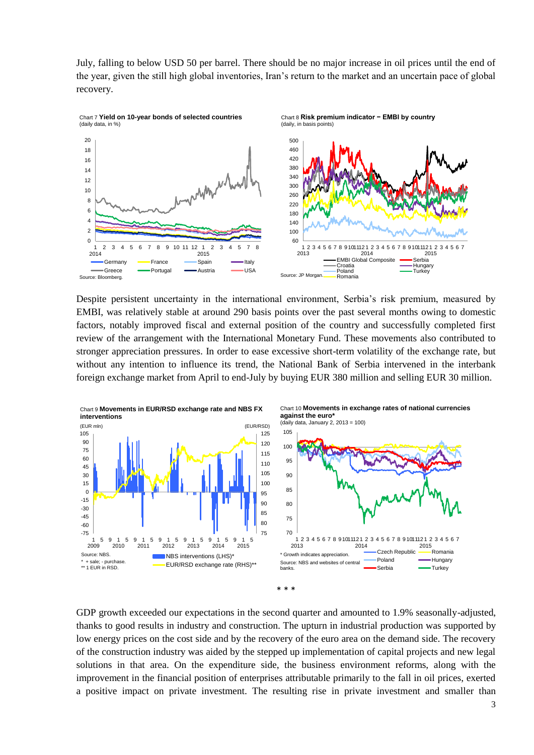July, falling to below USD 50 per barrel. There should be no major increase in oil prices until the end of the year, given the still high global inventories, Iran's return to the market and an uncertain pace of global recovery.

Chart 7 **Yield on 10-year bonds of selected countries**
(daily data, in %)

Source: Bloomberg.

Chart 8 **Risk premium indicator − EMBI by country**
(daily, in basis points)

Source: JP Morgan.

Despite persistent uncertainty in the international environment, Serbia's risk premium, measured by EMBI, was relatively stable at around 290 basis points over the past several months owing to domestic factors, notably improved fiscal and external position of the country and successfully completed first review of the arrangement with the International Monetary Fund. These movements also contributed to stronger appreciation pressures. In order to ease excessive short-term volatility of the exchange rate, but without any intention to influence its trend, the National Bank of Serbia intervened in the interbank foreign exchange market from April to end-July by buying EUR 380 million and selling EUR 30 million.

Chart 9 **Movements in EUR/RSD exchange rate and NBS FX interventions**

Source: NBS.
* + sale; - purchase.
** 1 EUR in RSD.

Chart 10 **Movements in exchange rates of national currencies against the euro***
(daily data, January 2, 2013 = 100)

* Growth indicates appreciation.
Source: NBS and websites of central banks.

\* \* \*

GDP growth exceeded our expectations in the second quarter and amounted to 1.9% seasonally-adjusted, thanks to good results in industry and construction. The upturn in industrial production was supported by low energy prices on the cost side and by the recovery of the euro area on the demand side. The recovery of the construction industry was aided by the stepped up implementation of capital projects and new legal solutions in that area. On the expenditure side, the business environment reforms, along with the improvement in the financial position of enterprises attributable primarily to the fall in oil prices, exerted a positive impact on private investment. The resulting rise in private investment and smaller than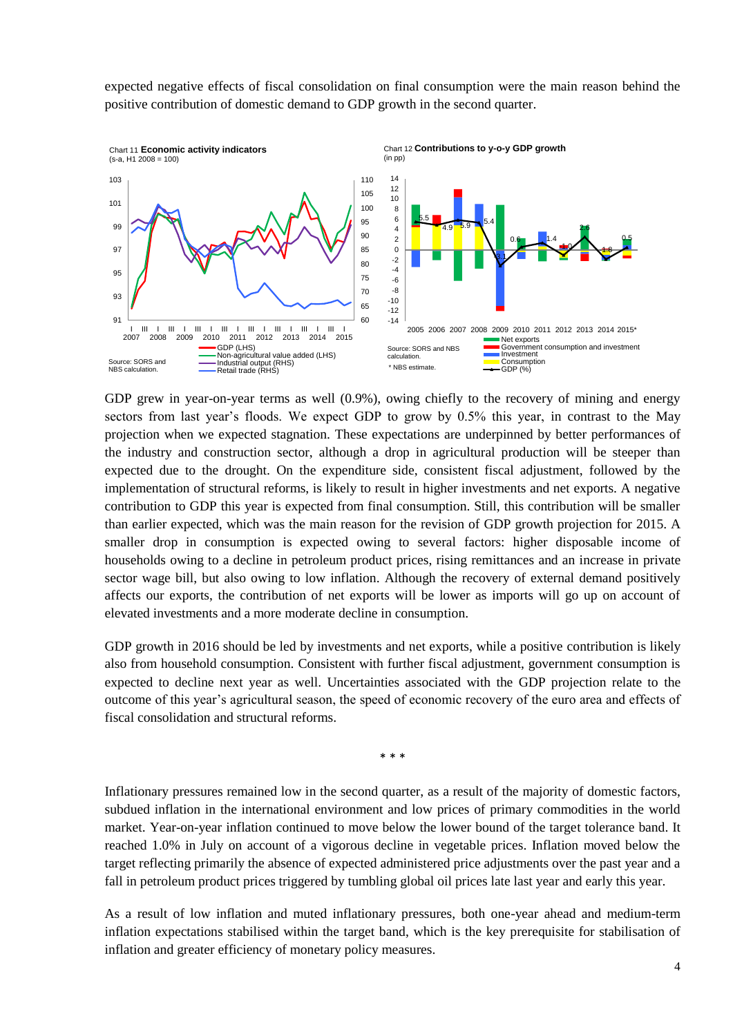expected negative effects of fiscal consolidation on final consumption were the main reason behind the positive contribution of domestic demand to GDP growth in the second quarter.

Chart 11 **Economic activity indicators**
(s-a, H1 2008 = 100)

Source: SORS and NBS calculation.

Chart 12 **Contributions to y-o-y GDP growth**
(in pp)

Source: SORS and NBS calculation.
* NBS estimate.

GDP grew in year-on-year terms as well (0.9%), owing chiefly to the recovery of mining and energy sectors from last year's floods. We expect GDP to grow by 0.5% this year, in contrast to the May projection when we expected stagnation. These expectations are underpinned by better performances of the industry and construction sector, although a drop in agricultural production will be steeper than expected due to the drought. On the expenditure side, consistent fiscal adjustment, followed by the implementation of structural reforms, is likely to result in higher investments and net exports. A negative contribution to GDP this year is expected from final consumption. Still, this contribution will be smaller than earlier expected, which was the main reason for the revision of GDP growth projection for 2015. A smaller drop in consumption is expected owing to several factors: higher disposable income of households owing to a decline in petroleum product prices, rising remittances and an increase in private sector wage bill, but also owing to low inflation. Although the recovery of external demand positively affects our exports, the contribution of net exports will be lower as imports will go up on account of elevated investments and a more moderate decline in consumption.

GDP growth in 2016 should be led by investments and net exports, while a positive contribution is likely also from household consumption. Consistent with further fiscal adjustment, government consumption is expected to decline next year as well. Uncertainties associated with the GDP projection relate to the outcome of this year's agricultural season, the speed of economic recovery of the euro area and effects of fiscal consolidation and structural reforms.

\* \* \*

Inflationary pressures remained low in the second quarter, as a result of the majority of domestic factors, subdued inflation in the international environment and low prices of primary commodities in the world market. Year-on-year inflation continued to move below the lower bound of the target tolerance band. It reached 1.0% in July on account of a vigorous decline in vegetable prices. Inflation moved below the target reflecting primarily the absence of expected administered price adjustments over the past year and a fall in petroleum product prices triggered by tumbling global oil prices late last year and early this year.

As a result of low inflation and muted inflationary pressures, both one-year ahead and medium-term inflation expectations stabilised within the target band, which is the key prerequisite for stabilisation of inflation and greater efficiency of monetary policy measures.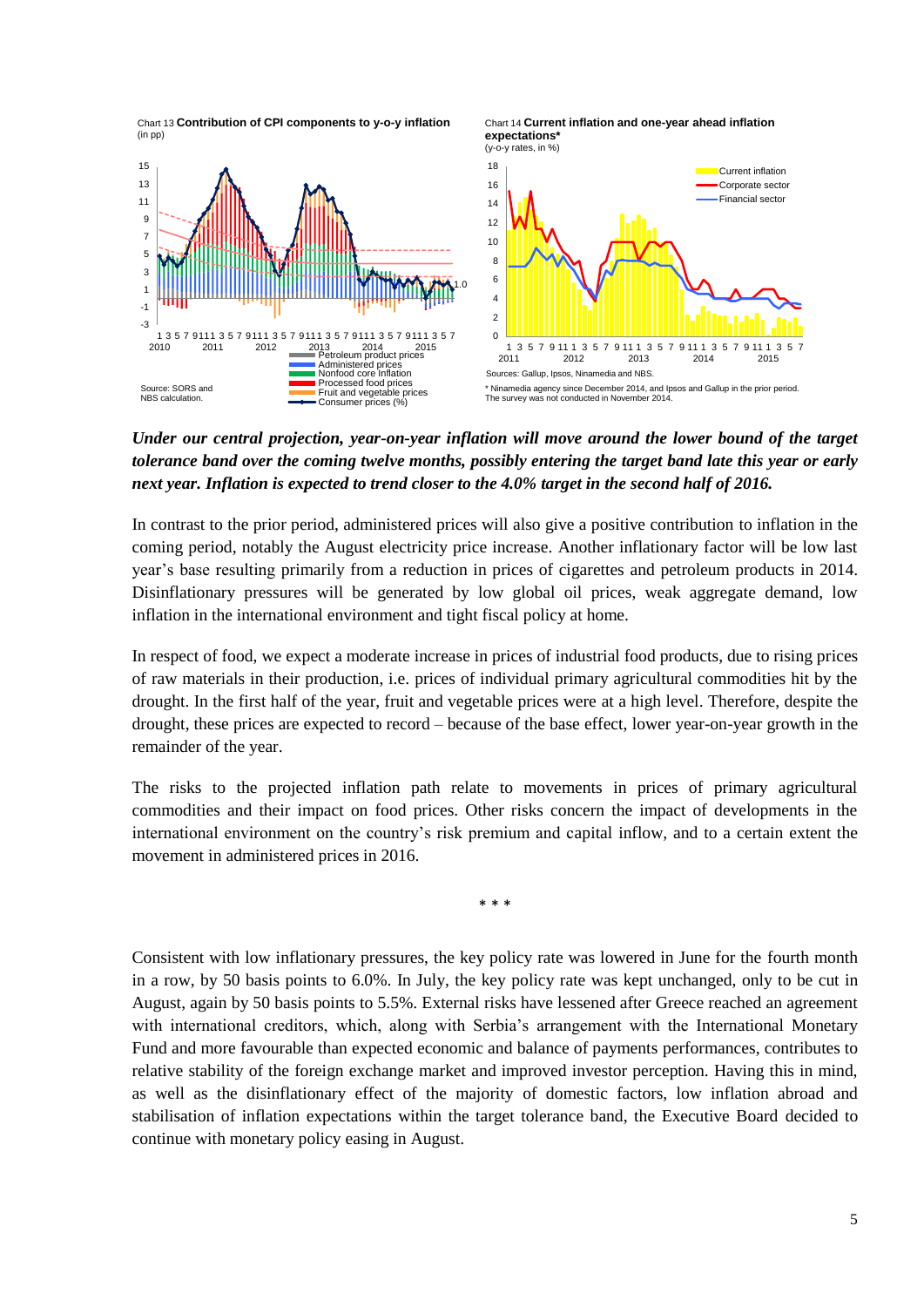Chart 13 **Contribution of CPI components to y-o-y inflation**
(in pp)

Source: SORS and NBS calculation.

Chart 14 **Current inflation and one-year ahead inflation expectations***
(y-o-y rates, in %)

Sources: Gallup, Ipsos, Ninamedia and NBS.

\* Ninamedia agency since December 2014, and Ipsos and Gallup in the prior period. The survey was not conducted in November 2014.

***Under our central projection, year-on-year inflation will move around the lower bound of the target tolerance band over the coming twelve months, possibly entering the target band late this year or early next year. Inflation is expected to trend closer to the 4.0% target in the second half of 2016.***

In contrast to the prior period, administered prices will also give a positive contribution to inflation in the coming period, notably the August electricity price increase. Another inflationary factor will be low last year's base resulting primarily from a reduction in prices of cigarettes and petroleum products in 2014. Disinflationary pressures will be generated by low global oil prices, weak aggregate demand, low inflation in the international environment and tight fiscal policy at home.

In respect of food, we expect a moderate increase in prices of industrial food products, due to rising prices of raw materials in their production, i.e. prices of individual primary agricultural commodities hit by the drought. In the first half of the year, fruit and vegetable prices were at a high level. Therefore, despite the drought, these prices are expected to record – because of the base effect, lower year-on-year growth in the remainder of the year.

The risks to the projected inflation path relate to movements in prices of primary agricultural commodities and their impact on food prices. Other risks concern the impact of developments in the international environment on the country's risk premium and capital inflow, and to a certain extent the movement in administered prices in 2016.

\* \* \*

Consistent with low inflationary pressures, the key policy rate was lowered in June for the fourth month in a row, by 50 basis points to 6.0%. In July, the key policy rate was kept unchanged, only to be cut in August, again by 50 basis points to 5.5%. External risks have lessened after Greece reached an agreement with international creditors, which, along with Serbia's arrangement with the International Monetary Fund and more favourable than expected economic and balance of payments performances, contributes to relative stability of the foreign exchange market and improved investor perception. Having this in mind, as well as the disinflationary effect of the majority of domestic factors, low inflation abroad and stabilisation of inflation expectations within the target tolerance band, the Executive Board decided to continue with monetary policy easing in August.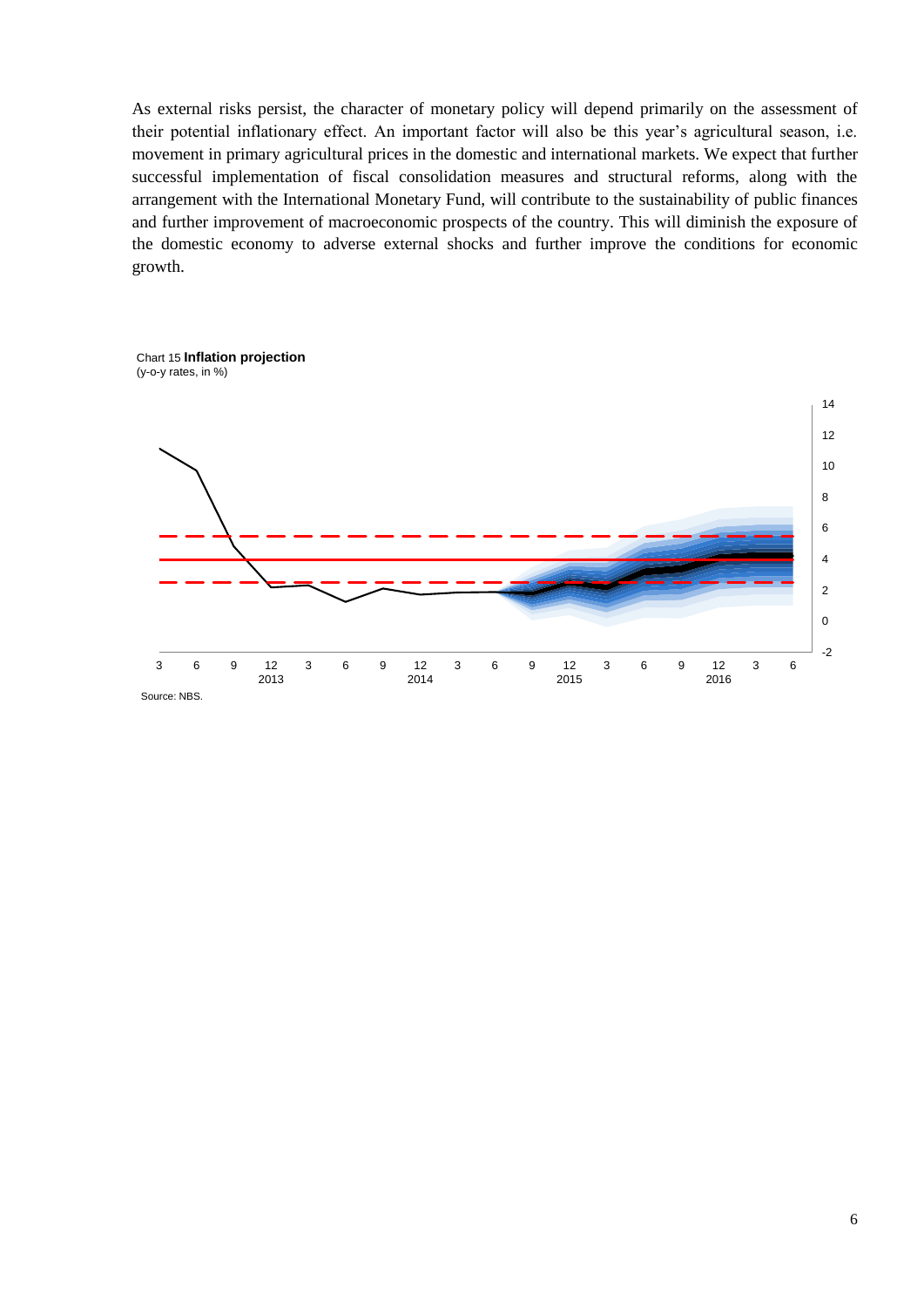As external risks persist, the character of monetary policy will depend primarily on the assessment of their potential inflationary effect. An important factor will also be this year's agricultural season, i.e. movement in primary agricultural prices in the domestic and international markets. We expect that further successful implementation of fiscal consolidation measures and structural reforms, along with the arrangement with the International Monetary Fund, will contribute to the sustainability of public finances and further improvement of macroeconomic prospects of the country. This will diminish the exposure of the domestic economy to adverse external shocks and further improve the conditions for economic growth.

Chart 15 **Inflation projection**
(y-o-y rates, in %)

14
12
10
8
6
4
2
0
-2

3 6 9 12 3 6 9 12 3 6 9 12 3 6 9 12 3 6
2013 2014 2015 2016

Source: NBS.